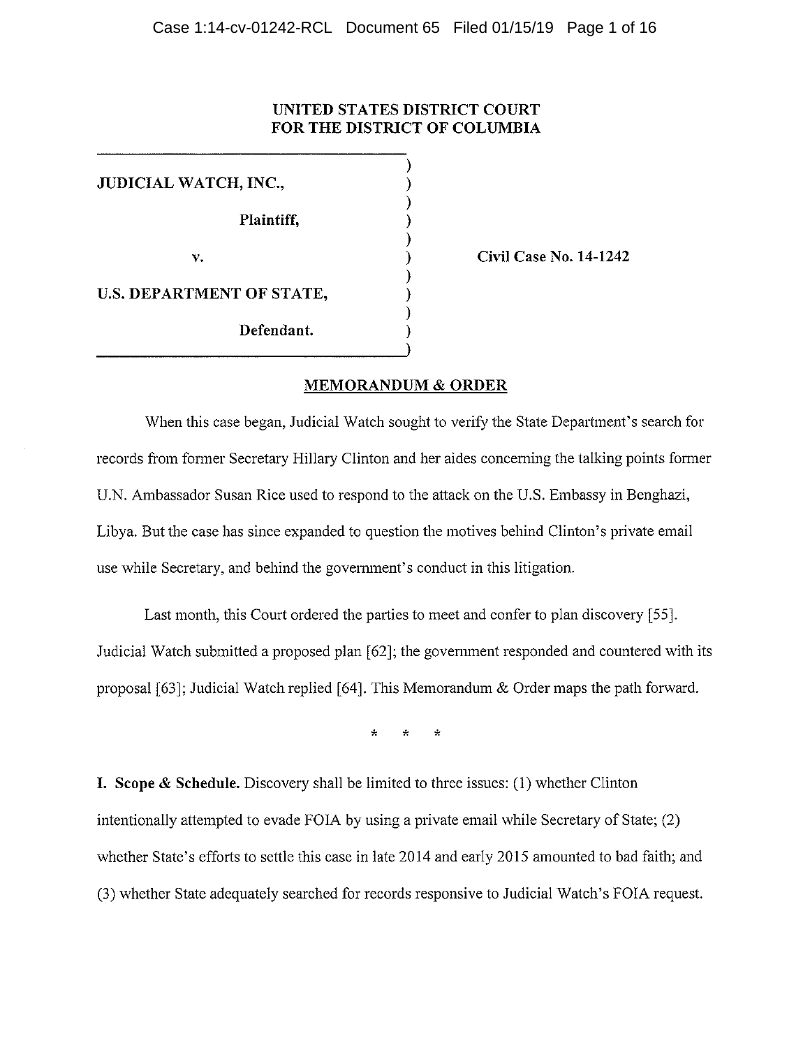**UNITED STATES DISTRICT COURT**
**FOR THE DISTRICT OF COLUMBIA**

| | |
|---|---|
| **JUDICIAL WATCH, INC.,** | |
| **Plaintiff,** | |
| **v.** | **Civil Case No. 14-1242** |
| **U.S. DEPARTMENT OF STATE,** | |
| **Defendant.** | |

**MEMORANDUM & ORDER**

When this case began, Judicial Watch sought to verify the State Department's search for records from former Secretary Hillary Clinton and her aides concerning the talking points former U.N. Ambassador Susan Rice used to respond to the attack on the U.S. Embassy in Benghazi, Libya. But the case has since expanded to question the motives behind Clinton's private email use while Secretary, and behind the government's conduct in this litigation.

Last month, this Court ordered the parties to meet and confer to plan discovery [55]. Judicial Watch submitted a proposed plan [62]; the government responded and countered with its proposal [63]; Judicial Watch replied [64]. This Memorandum & Order maps the path forward.

\* \* \*

**I. Scope & Schedule.** Discovery shall be limited to three issues: (1) whether Clinton intentionally attempted to evade FOIA by using a private email while Secretary of State; (2) whether State's efforts to settle this case in late 2014 and early 2015 amounted to bad faith; and (3) whether State adequately searched for records responsive to Judicial Watch's FOIA request.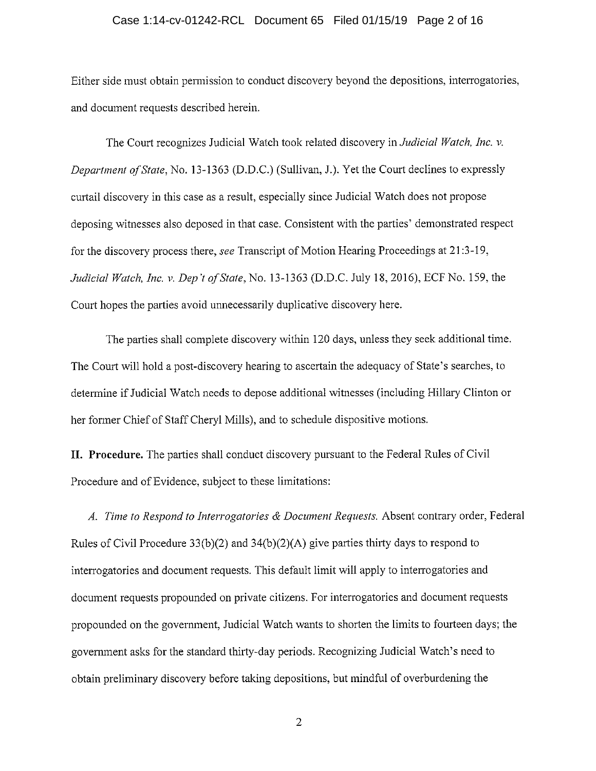Either side must obtain permission to conduct discovery beyond the depositions, interrogatories, and document requests described herein.

The Court recognizes Judicial Watch took related discovery in *Judicial Watch, Inc. v. Department of State*, No. 13-1363 (D.D.C.) (Sullivan, J.). Yet the Court declines to expressly curtail discovery in this case as a result, especially since Judicial Watch does not propose deposing witnesses also deposed in that case. Consistent with the parties' demonstrated respect for the discovery process there, *see* Transcript of Motion Hearing Proceedings at 21:3-19, *Judicial Watch, Inc. v. Dep't of State*, No. 13-1363 (D.D.C. July 18, 2016), ECF No. 159, the Court hopes the parties avoid unnecessarily duplicative discovery here.

The parties shall complete discovery within 120 days, unless they seek additional time. The Court will hold a post-discovery hearing to ascertain the adequacy of State's searches, to determine if Judicial Watch needs to depose additional witnesses (including Hillary Clinton or her former Chief of Staff Cheryl Mills), and to schedule dispositive motions.

**II. Procedure.** The parties shall conduct discovery pursuant to the Federal Rules of Civil Procedure and of Evidence, subject to these limitations:

*A. Time to Respond to Interrogatories & Document Requests.* Absent contrary order, Federal Rules of Civil Procedure 33(b)(2) and 34(b)(2)(A) give parties thirty days to respond to interrogatories and document requests. This default limit will apply to interrogatories and document requests propounded on private citizens. For interrogatories and document requests propounded on the government, Judicial Watch wants to shorten the limits to fourteen days; the government asks for the standard thirty-day periods. Recognizing Judicial Watch's need to obtain preliminary discovery before taking depositions, but mindful of overburdening the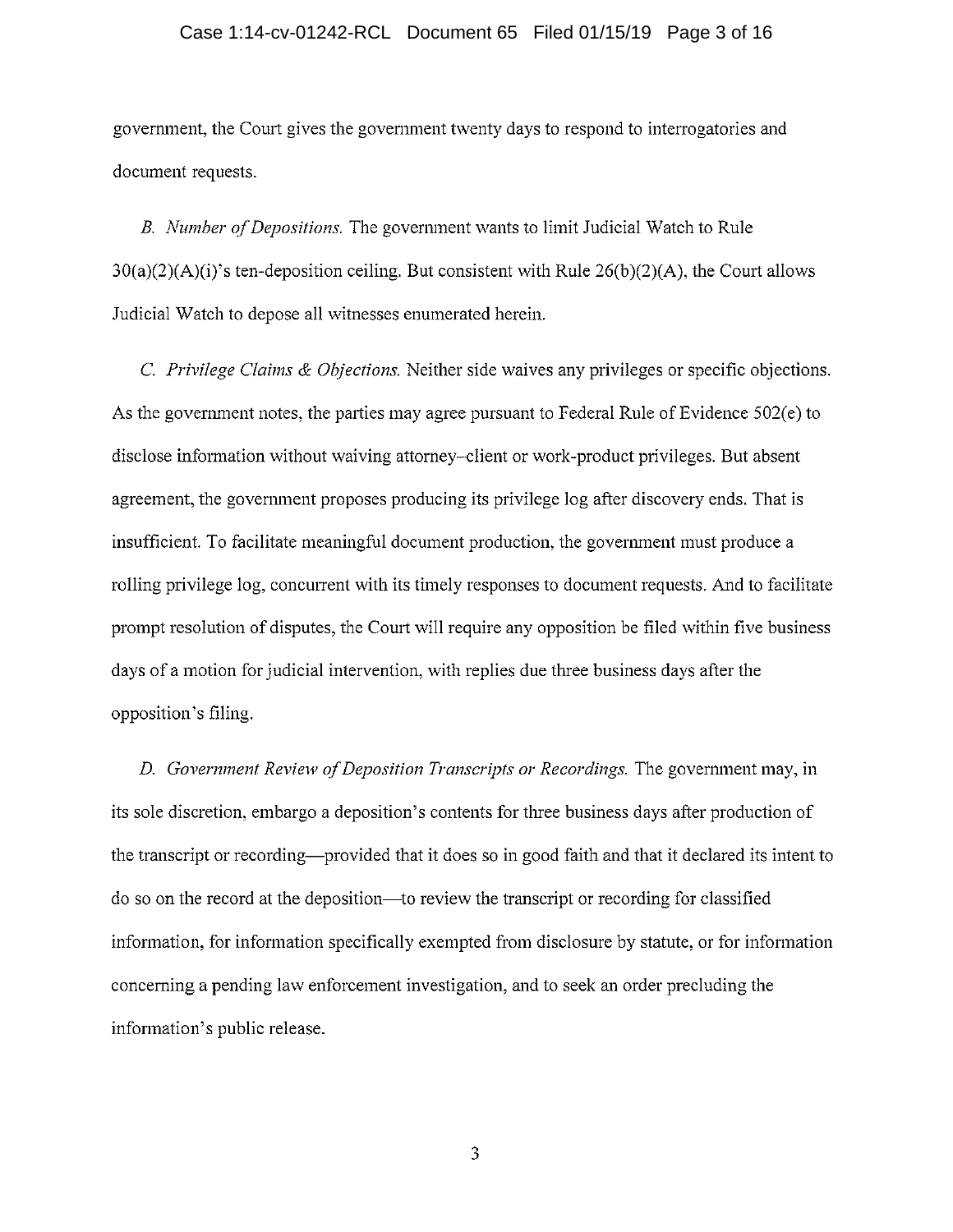government, the Court gives the government twenty days to respond to interrogatories and document requests.

*B. Number of Depositions.* The government wants to limit Judicial Watch to Rule 30(a)(2)(A)(i)'s ten-deposition ceiling. But consistent with Rule 26(b)(2)(A), the Court allows Judicial Watch to depose all witnesses enumerated herein.

*C. Privilege Claims & Objections.* Neither side waives any privileges or specific objections. As the government notes, the parties may agree pursuant to Federal Rule of Evidence 502(e) to disclose information without waiving attorney–client or work-product privileges. But absent agreement, the government proposes producing its privilege log after discovery ends. That is insufficient. To facilitate meaningful document production, the government must produce a rolling privilege log, concurrent with its timely responses to document requests. And to facilitate prompt resolution of disputes, the Court will require any opposition be filed within five business days of a motion for judicial intervention, with replies due three business days after the opposition's filing.

*D. Government Review of Deposition Transcripts or Recordings.* The government may, in its sole discretion, embargo a deposition's contents for three business days after production of the transcript or recording—provided that it does so in good faith and that it declared its intent to do so on the record at the deposition—to review the transcript or recording for classified information, for information specifically exempted from disclosure by statute, or for information concerning a pending law enforcement investigation, and to seek an order precluding the information's public release.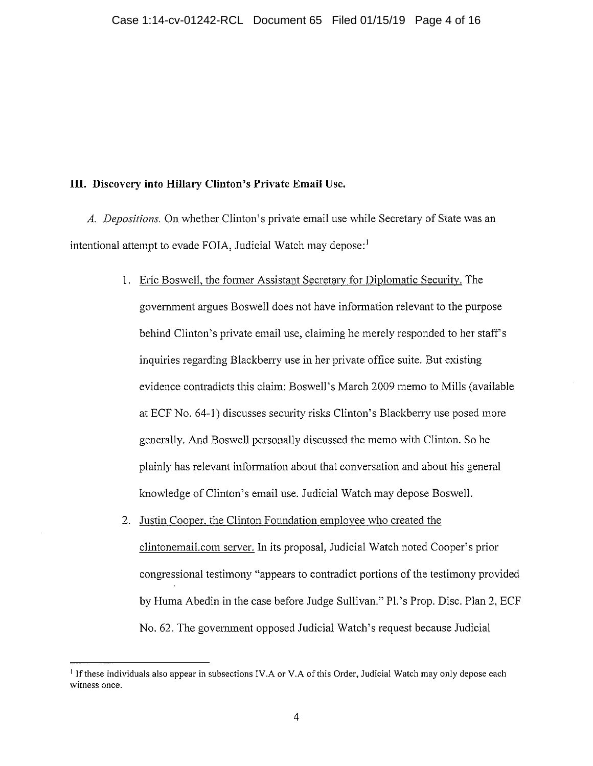### III. Discovery into Hillary Clinton's Private Email Use.

*A. Depositions.* On whether Clinton's private email use while Secretary of State was an intentional attempt to evade FOIA, Judicial Watch may depose:[1]

1. Eric Boswell, the former Assistant Secretary for Diplomatic Security. The government argues Boswell does not have information relevant to the purpose behind Clinton's private email use, claiming he merely responded to her staff's inquiries regarding Blackberry use in her private office suite. But existing evidence contradicts this claim: Boswell's March 2009 memo to Mills (available at ECF No. 64-1) discusses security risks Clinton's Blackberry use posed more generally. And Boswell personally discussed the memo with Clinton. So he plainly has relevant information about that conversation and about his general knowledge of Clinton's email use. Judicial Watch may depose Boswell.

2. Justin Cooper, the Clinton Foundation employee who created the clintonemail.com server. In its proposal, Judicial Watch noted Cooper's prior congressional testimony "appears to contradict portions of the testimony provided by Huma Abedin in the case before Judge Sullivan." Pl.'s Prop. Disc. Plan 2, ECF No. 62. The government opposed Judicial Watch's request because Judicial

---

[1] If these individuals also appear in subsections IV.A or V.A of this Order, Judicial Watch may only depose each witness once.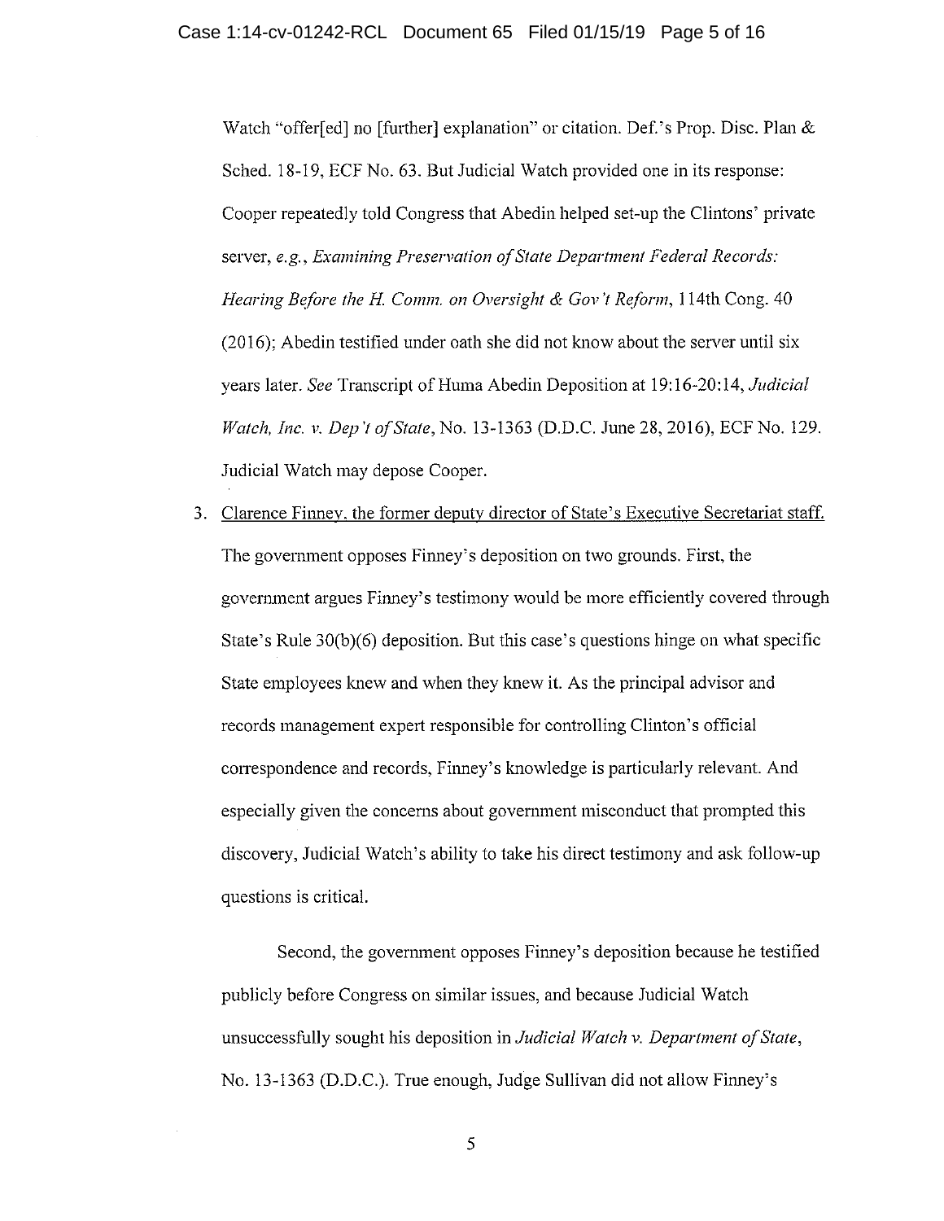Watch "offer[ed] no [further] explanation" or citation. Def.'s Prop. Disc. Plan & Sched. 18-19, ECF No. 63. But Judicial Watch provided one in its response: Cooper repeatedly told Congress that Abedin helped set-up the Clintons' private server, *e.g.*, *Examining Preservation of State Department Federal Records: Hearing Before the H. Comm. on Oversight & Gov't Reform*, 114th Cong. 40 (2016); Abedin testified under oath she did not know about the server until six years later. *See* Transcript of Huma Abedin Deposition at 19:16-20:14, *Judicial Watch, Inc. v. Dep't of State*, No. 13-1363 (D.D.C. June 28, 2016), ECF No. 129. Judicial Watch may depose Cooper.

3. Clarence Finney, the former deputy director of State's Executive Secretariat staff. The government opposes Finney's deposition on two grounds. First, the government argues Finney's testimony would be more efficiently covered through State's Rule 30(b)(6) deposition. But this case's questions hinge on what specific State employees knew and when they knew it. As the principal advisor and records management expert responsible for controlling Clinton's official correspondence and records, Finney's knowledge is particularly relevant. And especially given the concerns about government misconduct that prompted this discovery, Judicial Watch's ability to take his direct testimony and ask follow-up questions is critical.

   Second, the government opposes Finney's deposition because he testified publicly before Congress on similar issues, and because Judicial Watch unsuccessfully sought his deposition in *Judicial Watch v. Department of State*, No. 13-1363 (D.D.C.). True enough, Judge Sullivan did not allow Finney's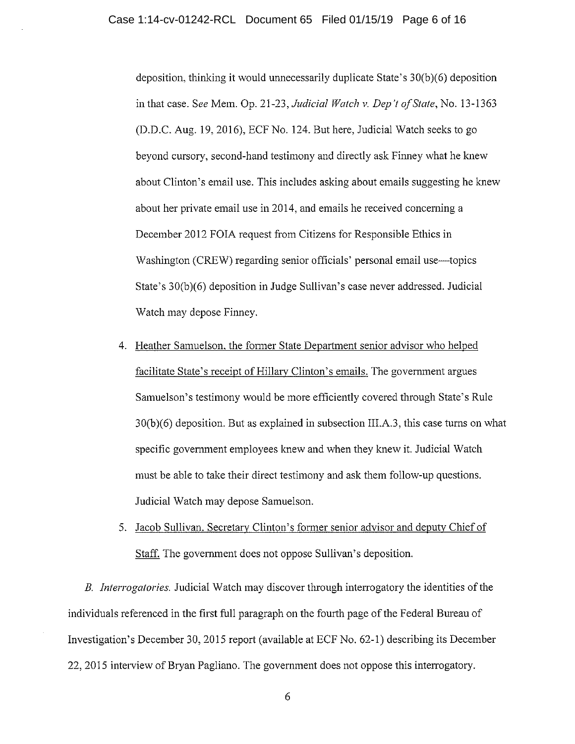deposition, thinking it would unnecessarily duplicate State's 30(b)(6) deposition in that case. *See* Mem. Op. 21-23, *Judicial Watch v. Dep't of State*, No. 13-1363 (D.D.C. Aug. 19, 2016), ECF No. 124. But here, Judicial Watch seeks to go beyond cursory, second-hand testimony and directly ask Finney what he knew about Clinton's email use. This includes asking about emails suggesting he knew about her private email use in 2014, and emails he received concerning a December 2012 FOIA request from Citizens for Responsible Ethics in Washington (CREW) regarding senior officials' personal email use—topics State's 30(b)(6) deposition in Judge Sullivan's case never addressed. Judicial Watch may depose Finney.

4. Heather Samuelson, the former State Department senior advisor who helped facilitate State's receipt of Hillary Clinton's emails. The government argues Samuelson's testimony would be more efficiently covered through State's Rule 30(b)(6) deposition. But as explained in subsection III.A.3, this case turns on what specific government employees knew and when they knew it. Judicial Watch must be able to take their direct testimony and ask them follow-up questions. Judicial Watch may depose Samuelson.

5. Jacob Sullivan, Secretary Clinton's former senior advisor and deputy Chief of Staff. The government does not oppose Sullivan's deposition.

*B. Interrogatories.* Judicial Watch may discover through interrogatory the identities of the individuals referenced in the first full paragraph on the fourth page of the Federal Bureau of Investigation's December 30, 2015 report (available at ECF No. 62-1) describing its December 22, 2015 interview of Bryan Pagliano. The government does not oppose this interrogatory.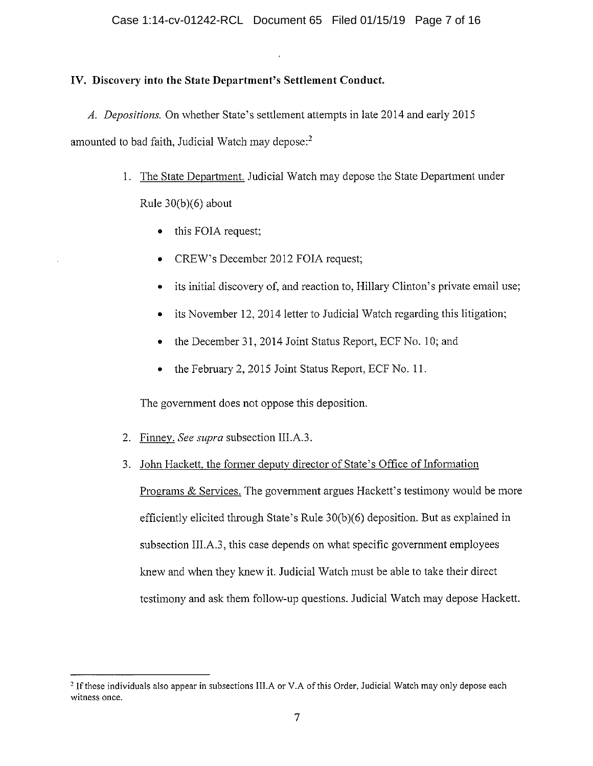### IV. Discovery into the State Department's Settlement Conduct.

*A. Depositions.* On whether State's settlement attempts in late 2014 and early 2015 amounted to bad faith, Judicial Watch may depose:[2]

1. The State Department. Judicial Watch may depose the State Department under Rule 30(b)(6) about
   - this FOIA request;
   - CREW's December 2012 FOIA request;
   - its initial discovery of, and reaction to, Hillary Clinton's private email use;
   - its November 12, 2014 letter to Judicial Watch regarding this litigation;
   - the December 31, 2014 Joint Status Report, ECF No. 10; and
   - the February 2, 2015 Joint Status Report, ECF No. 11.

   The government does not oppose this deposition.

2. Finney. *See supra* subsection III.A.3.

3. John Hackett, the former deputy director of State's Office of Information Programs & Services. The government argues Hackett's testimony would be more efficiently elicited through State's Rule 30(b)(6) deposition. But as explained in subsection III.A.3, this case depends on what specific government employees knew and when they knew it. Judicial Watch must be able to take their direct testimony and ask them follow-up questions. Judicial Watch may depose Hackett.

---

[2] If these individuals also appear in subsections III.A or V.A of this Order, Judicial Watch may only depose each witness once.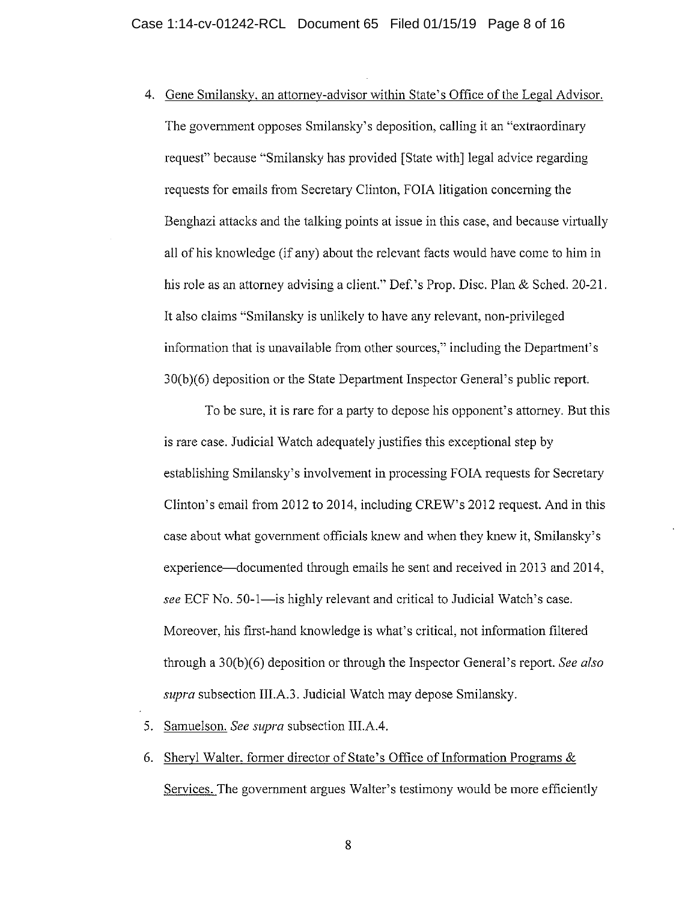4. Gene Smilansky, an attorney-advisor within State's Office of the Legal Advisor. The government opposes Smilansky's deposition, calling it an "extraordinary request" because "Smilansky has provided [State with] legal advice regarding requests for emails from Secretary Clinton, FOIA litigation concerning the Benghazi attacks and the talking points at issue in this case, and because virtually all of his knowledge (if any) about the relevant facts would have come to him in his role as an attorney advising a client." Def.'s Prop. Disc. Plan & Sched. 20-21. It also claims "Smilansky is unlikely to have any relevant, non-privileged information that is unavailable from other sources," including the Department's 30(b)(6) deposition or the State Department Inspector General's public report.

   To be sure, it is rare for a party to depose his opponent's attorney. But this is rare case. Judicial Watch adequately justifies this exceptional step by establishing Smilansky's involvement in processing FOIA requests for Secretary Clinton's email from 2012 to 2014, including CREW's 2012 request. And in this case about what government officials knew and when they knew it, Smilansky's experience—documented through emails he sent and received in 2013 and 2014, *see* ECF No. 50-1—is highly relevant and critical to Judicial Watch's case. Moreover, his first-hand knowledge is what's critical, not information filtered through a 30(b)(6) deposition or through the Inspector General's report. *See also supra* subsection III.A.3. Judicial Watch may depose Smilansky.

5. Samuelson. *See supra* subsection III.A.4.

6. Sheryl Walter, former director of State's Office of Information Programs & Services. The government argues Walter's testimony would be more efficiently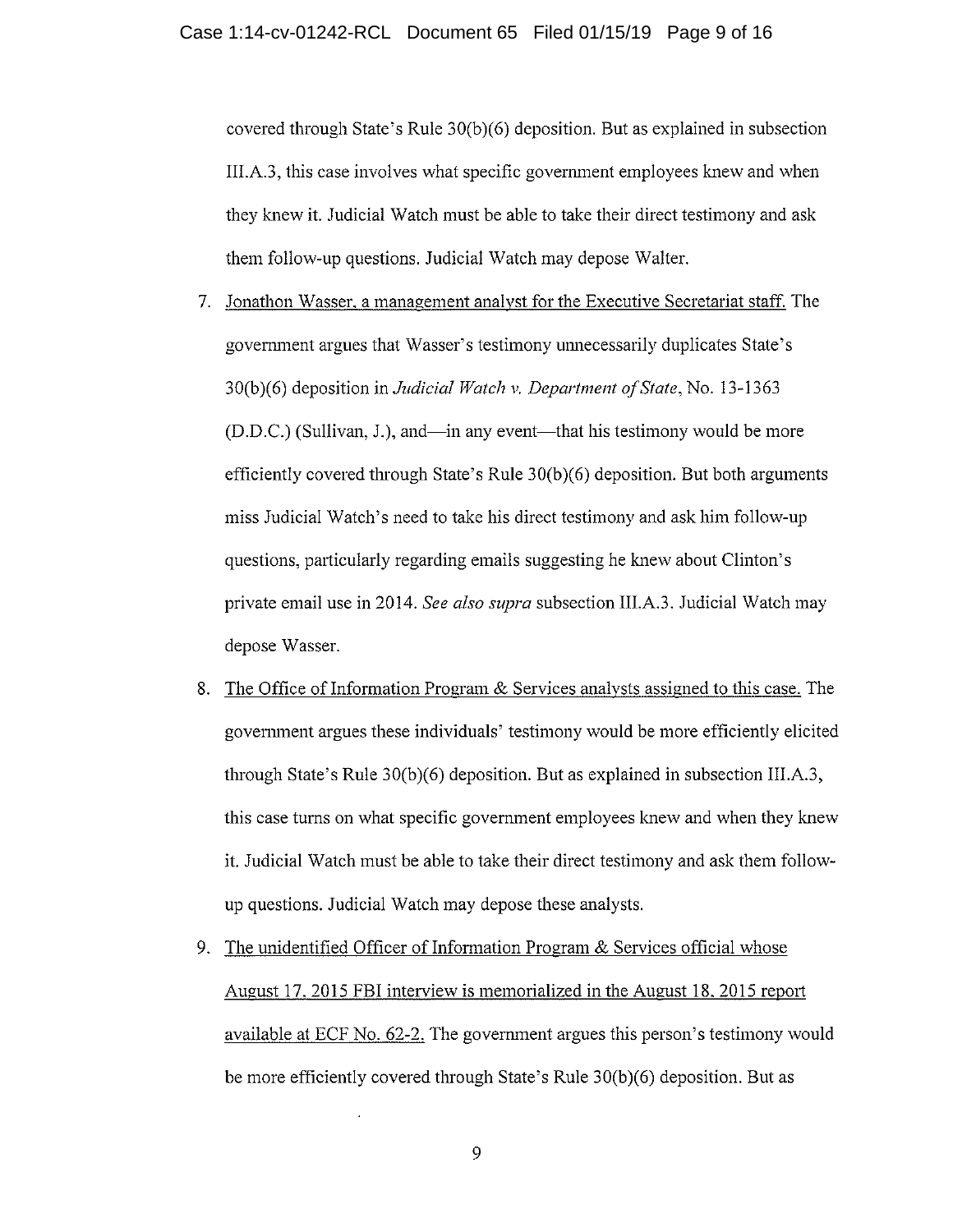covered through State's Rule 30(b)(6) deposition. But as explained in subsection III.A.3, this case involves what specific government employees knew and when they knew it. Judicial Watch must be able to take their direct testimony and ask them follow-up questions. Judicial Watch may depose Walter.

7. Jonathon Wasser, a management analyst for the Executive Secretariat staff. The government argues that Wasser's testimony unnecessarily duplicates State's 30(b)(6) deposition in *Judicial Watch v. Department of State*, No. 13-1363 (D.D.C.) (Sullivan, J.), and—in any event—that his testimony would be more efficiently covered through State's Rule 30(b)(6) deposition. But both arguments miss Judicial Watch's need to take his direct testimony and ask him follow-up questions, particularly regarding emails suggesting he knew about Clinton's private email use in 2014. *See also supra* subsection III.A.3. Judicial Watch may depose Wasser.

8. The Office of Information Program & Services analysts assigned to this case. The government argues these individuals' testimony would be more efficiently elicited through State's Rule 30(b)(6) deposition. But as explained in subsection III.A.3, this case turns on what specific government employees knew and when they knew it. Judicial Watch must be able to take their direct testimony and ask them follow-up questions. Judicial Watch may depose these analysts.

9. The unidentified Officer of Information Program & Services official whose August 17, 2015 FBI interview is memorialized in the August 18, 2015 report available at ECF No. 62-2. The government argues this person's testimony would be more efficiently covered through State's Rule 30(b)(6) deposition. But as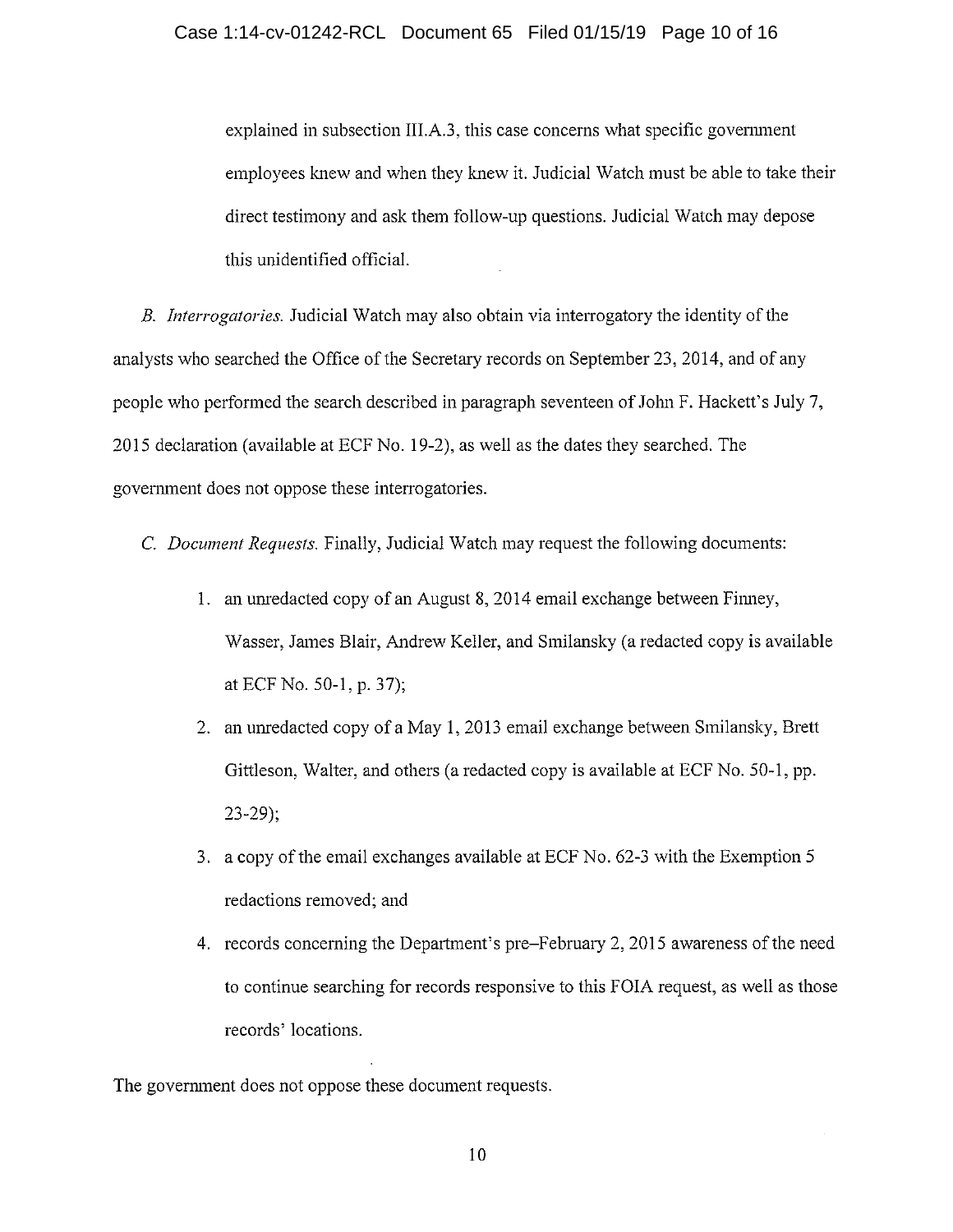explained in subsection III.A.3, this case concerns what specific government employees knew and when they knew it. Judicial Watch must be able to take their direct testimony and ask them follow-up questions. Judicial Watch may depose this unidentified official.

*B. Interrogatories.* Judicial Watch may also obtain via interrogatory the identity of the analysts who searched the Office of the Secretary records on September 23, 2014, and of any people who performed the search described in paragraph seventeen of John F. Hackett's July 7, 2015 declaration (available at ECF No. 19-2), as well as the dates they searched. The government does not oppose these interrogatories.

*C. Document Requests.* Finally, Judicial Watch may request the following documents:

1. an unredacted copy of an August 8, 2014 email exchange between Finney, Wasser, James Blair, Andrew Keller, and Smilansky (a redacted copy is available at ECF No. 50-1, p. 37);
2. an unredacted copy of a May 1, 2013 email exchange between Smilansky, Brett Gittleson, Walter, and others (a redacted copy is available at ECF No. 50-1, pp. 23-29);
3. a copy of the email exchanges available at ECF No. 62-3 with the Exemption 5 redactions removed; and
4. records concerning the Department's pre–February 2, 2015 awareness of the need to continue searching for records responsive to this FOIA request, as well as those records' locations.

The government does not oppose these document requests.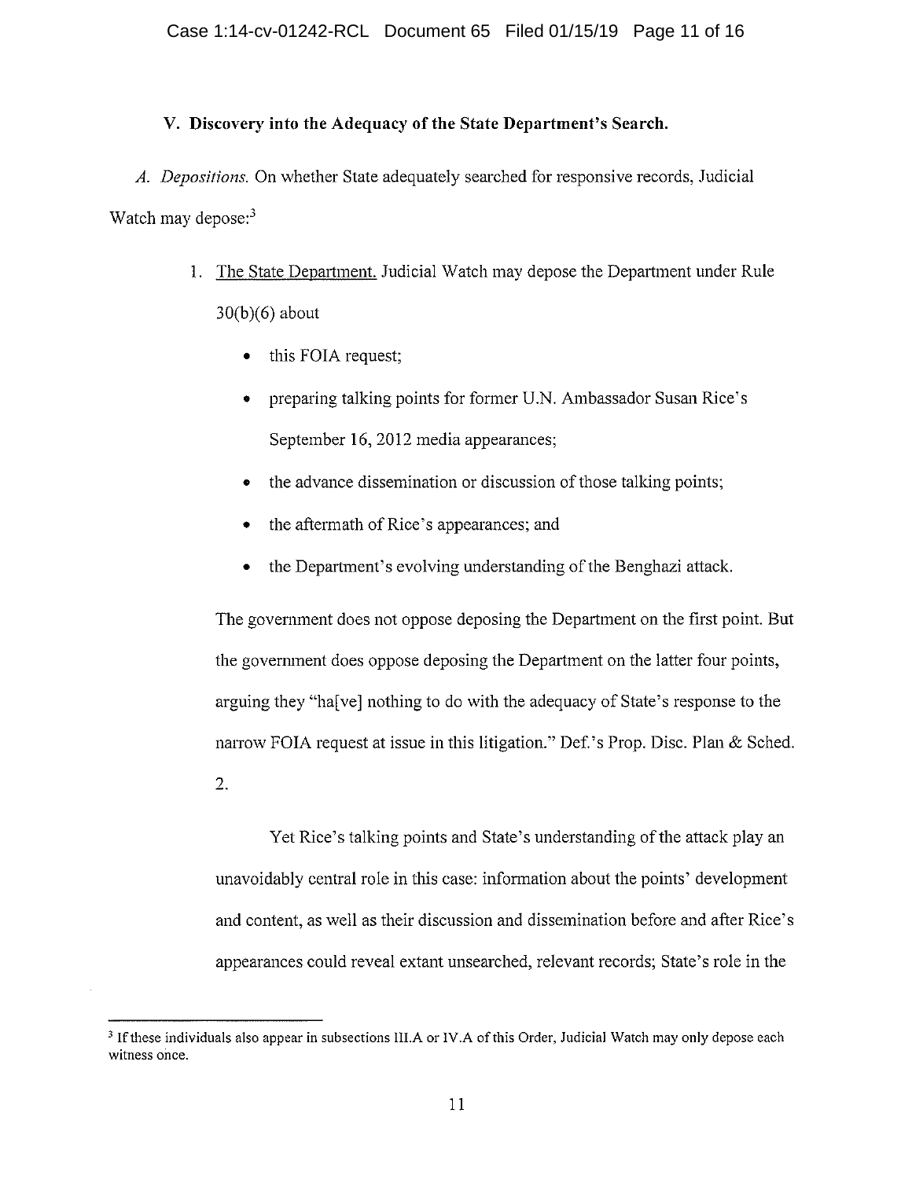## V. Discovery into the Adequacy of the State Department's Search.

*A. Depositions.* On whether State adequately searched for responsive records, Judicial Watch may depose:[3]

1. The State Department. Judicial Watch may depose the Department under Rule 30(b)(6) about

   - this FOIA request;
   - preparing talking points for former U.N. Ambassador Susan Rice's September 16, 2012 media appearances;
   - the advance dissemination or discussion of those talking points;
   - the aftermath of Rice's appearances; and
   - the Department's evolving understanding of the Benghazi attack.

   The government does not oppose deposing the Department on the first point. But the government does oppose deposing the Department on the latter four points, arguing they "ha[ve] nothing to do with the adequacy of State's response to the narrow FOIA request at issue in this litigation." Def.'s Prop. Disc. Plan & Sched. 2.

   Yet Rice's talking points and State's understanding of the attack play an unavoidably central role in this case: information about the points' development and content, as well as their discussion and dissemination before and after Rice's appearances could reveal extant unsearched, relevant records; State's role in the

[3] If these individuals also appear in subsections III.A or IV.A of this Order, Judicial Watch may only depose each witness once.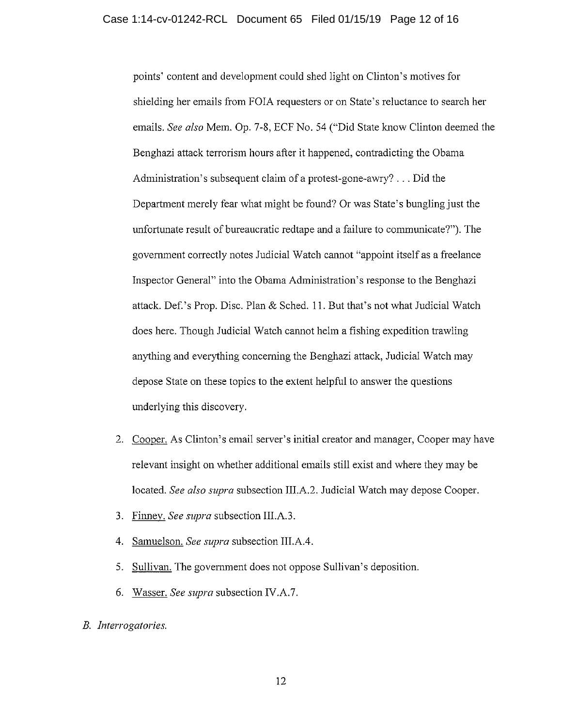points' content and development could shed light on Clinton's motives for shielding her emails from FOIA requesters or on State's reluctance to search her emails. *See also* Mem. Op. 7-8, ECF No. 54 ("Did State know Clinton deemed the Benghazi attack terrorism hours after it happened, contradicting the Obama Administration's subsequent claim of a protest-gone-awry? . . . Did the Department merely fear what might be found? Or was State's bungling just the unfortunate result of bureaucratic redtape and a failure to communicate?"). The government correctly notes Judicial Watch cannot "appoint itself as a freelance Inspector General" into the Obama Administration's response to the Benghazi attack. Def.'s Prop. Disc. Plan & Sched. 11. But that's not what Judicial Watch does here. Though Judicial Watch cannot helm a fishing expedition trawling anything and everything concerning the Benghazi attack, Judicial Watch may depose State on these topics to the extent helpful to answer the questions underlying this discovery.

2. Cooper. As Clinton's email server's initial creator and manager, Cooper may have relevant insight on whether additional emails still exist and where they may be located. *See also supra* subsection III.A.2. Judicial Watch may depose Cooper.
3. Finney. *See supra* subsection III.A.3.
4. Samuelson. *See supra* subsection III.A.4.
5. Sullivan. The government does not oppose Sullivan's deposition.
6. Wasser. *See supra* subsection IV.A.7.

*B. Interrogatories.*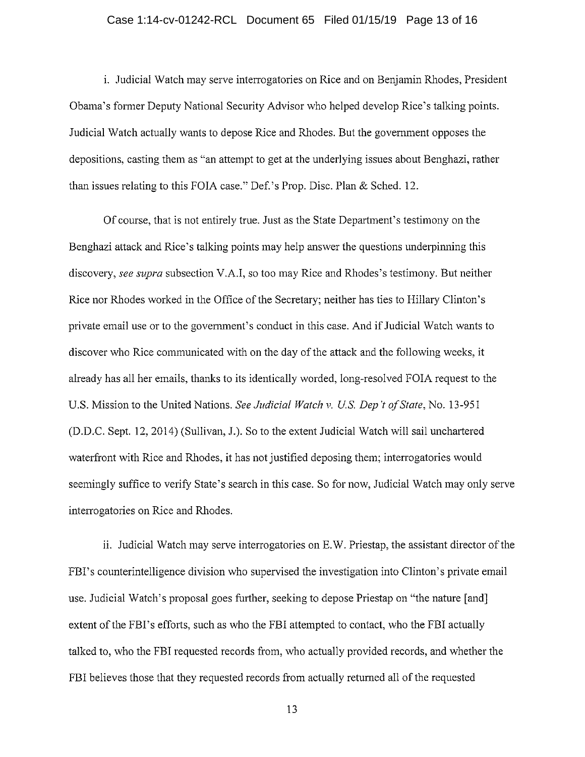i. Judicial Watch may serve interrogatories on Rice and on Benjamin Rhodes, President Obama's former Deputy National Security Advisor who helped develop Rice's talking points. Judicial Watch actually wants to depose Rice and Rhodes. But the government opposes the depositions, casting them as "an attempt to get at the underlying issues about Benghazi, rather than issues relating to this FOIA case." Def.'s Prop. Disc. Plan & Sched. 12.

Of course, that is not entirely true. Just as the State Department's testimony on the Benghazi attack and Rice's talking points may help answer the questions underpinning this discovery, *see supra* subsection V.A.I, so too may Rice and Rhodes's testimony. But neither Rice nor Rhodes worked in the Office of the Secretary; neither has ties to Hillary Clinton's private email use or to the government's conduct in this case. And if Judicial Watch wants to discover who Rice communicated with on the day of the attack and the following weeks, it already has all her emails, thanks to its identically worded, long-resolved FOIA request to the U.S. Mission to the United Nations. *See Judicial Watch v. U.S. Dep't of State*, No. 13-951 (D.D.C. Sept. 12, 2014) (Sullivan, J.). So to the extent Judicial Watch will sail unchartered waterfront with Rice and Rhodes, it has not justified deposing them; interrogatories would seemingly suffice to verify State's search in this case. So for now, Judicial Watch may only serve interrogatories on Rice and Rhodes.

ii. Judicial Watch may serve interrogatories on E.W. Priestap, the assistant director of the FBI's counterintelligence division who supervised the investigation into Clinton's private email use. Judicial Watch's proposal goes further, seeking to depose Priestap on "the nature [and] extent of the FBI's efforts, such as who the FBI attempted to contact, who the FBI actually talked to, who the FBI requested records from, who actually provided records, and whether the FBI believes those that they requested records from actually returned all of the requested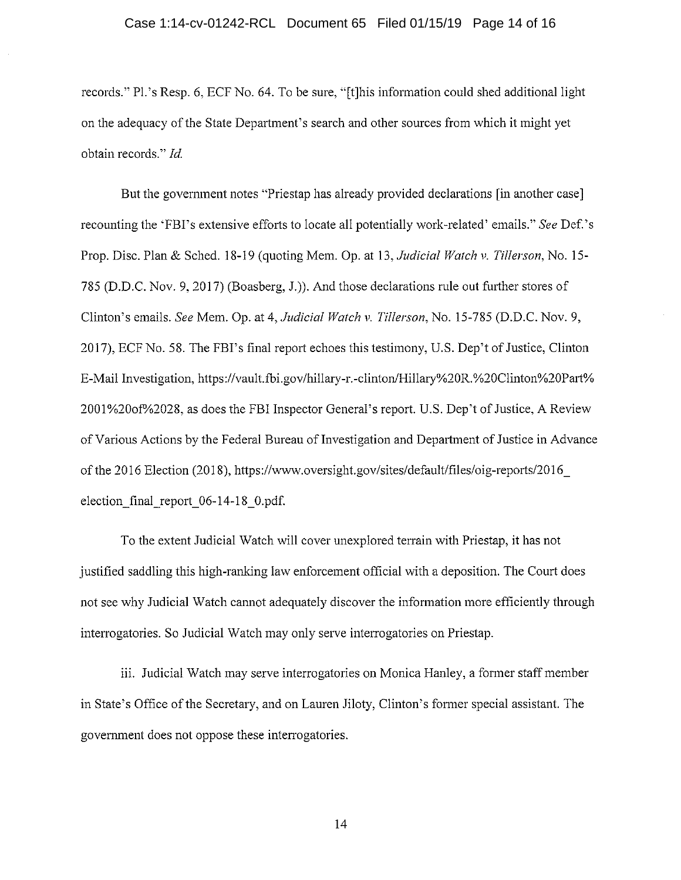records." Pl.'s Resp. 6, ECF No. 64. To be sure, "[t]his information could shed additional light on the adequacy of the State Department's search and other sources from which it might yet obtain records." *Id.*

But the government notes "Priestap has already provided declarations [in another case] recounting the 'FBI's extensive efforts to locate all potentially work-related' emails." *See* Def.'s Prop. Disc. Plan & Sched. 18-19 (quoting Mem. Op. at 13, *Judicial Watch v. Tillerson*, No. 15-785 (D.D.C. Nov. 9, 2017) (Boasberg, J.)). And those declarations rule out further stores of Clinton's emails. *See* Mem. Op. at 4, *Judicial Watch v. Tillerson*, No. 15-785 (D.D.C. Nov. 9, 2017), ECF No. 58. The FBI's final report echoes this testimony, U.S. Dep't of Justice, Clinton E-Mail Investigation, https://vault.fbi.gov/hillary-r.-clinton/Hillary%20R.%20Clinton%20Part%2001%20of%2028, as does the FBI Inspector General's report. U.S. Dep't of Justice, A Review of Various Actions by the Federal Bureau of Investigation and Department of Justice in Advance of the 2016 Election (2018), https://www.oversight.gov/sites/default/files/oig-reports/2016_election_final_report_06-14-18_0.pdf.

To the extent Judicial Watch will cover unexplored terrain with Priestap, it has not justified saddling this high-ranking law enforcement official with a deposition. The Court does not see why Judicial Watch cannot adequately discover the information more efficiently through interrogatories. So Judicial Watch may only serve interrogatories on Priestap.

iii. Judicial Watch may serve interrogatories on Monica Hanley, a former staff member in State's Office of the Secretary, and on Lauren Jiloty, Clinton's former special assistant. The government does not oppose these interrogatories.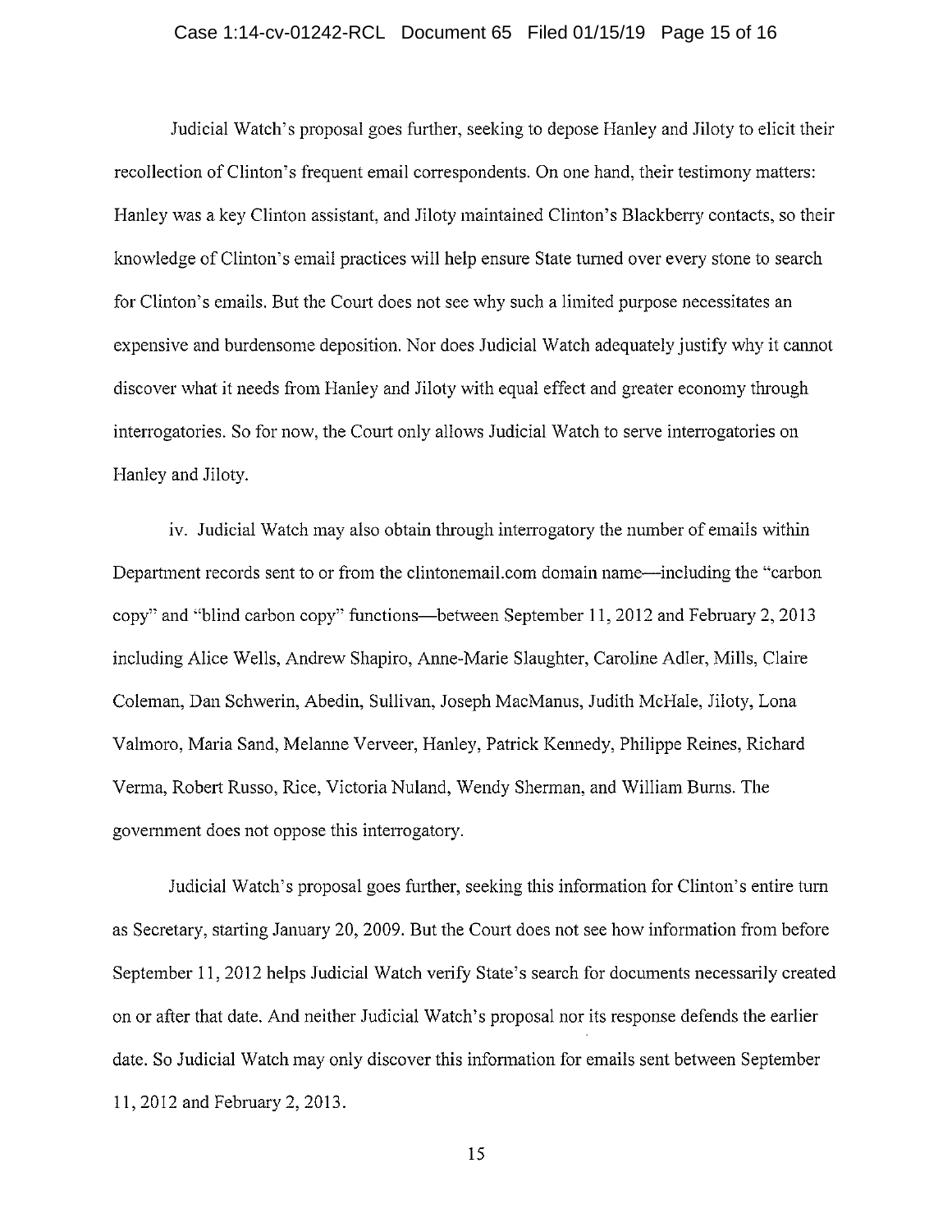Judicial Watch's proposal goes further, seeking to depose Hanley and Jiloty to elicit their recollection of Clinton's frequent email correspondents. On one hand, their testimony matters: Hanley was a key Clinton assistant, and Jiloty maintained Clinton's Blackberry contacts, so their knowledge of Clinton's email practices will help ensure State turned over every stone to search for Clinton's emails. But the Court does not see why such a limited purpose necessitates an expensive and burdensome deposition. Nor does Judicial Watch adequately justify why it cannot discover what it needs from Hanley and Jiloty with equal effect and greater economy through interrogatories. So for now, the Court only allows Judicial Watch to serve interrogatories on Hanley and Jiloty.

iv. Judicial Watch may also obtain through interrogatory the number of emails within Department records sent to or from the clintonemail.com domain name—including the "carbon copy" and "blind carbon copy" functions—between September 11, 2012 and February 2, 2013 including Alice Wells, Andrew Shapiro, Anne-Marie Slaughter, Caroline Adler, Mills, Claire Coleman, Dan Schwerin, Abedin, Sullivan, Joseph MacManus, Judith McHale, Jiloty, Lona Valmoro, Maria Sand, Melanne Verveer, Hanley, Patrick Kennedy, Philippe Reines, Richard Verma, Robert Russo, Rice, Victoria Nuland, Wendy Sherman, and William Burns. The government does not oppose this interrogatory.

Judicial Watch's proposal goes further, seeking this information for Clinton's entire turn as Secretary, starting January 20, 2009. But the Court does not see how information from before September 11, 2012 helps Judicial Watch verify State's search for documents necessarily created on or after that date. And neither Judicial Watch's proposal nor its response defends the earlier date. So Judicial Watch may only discover this information for emails sent between September 11, 2012 and February 2, 2013.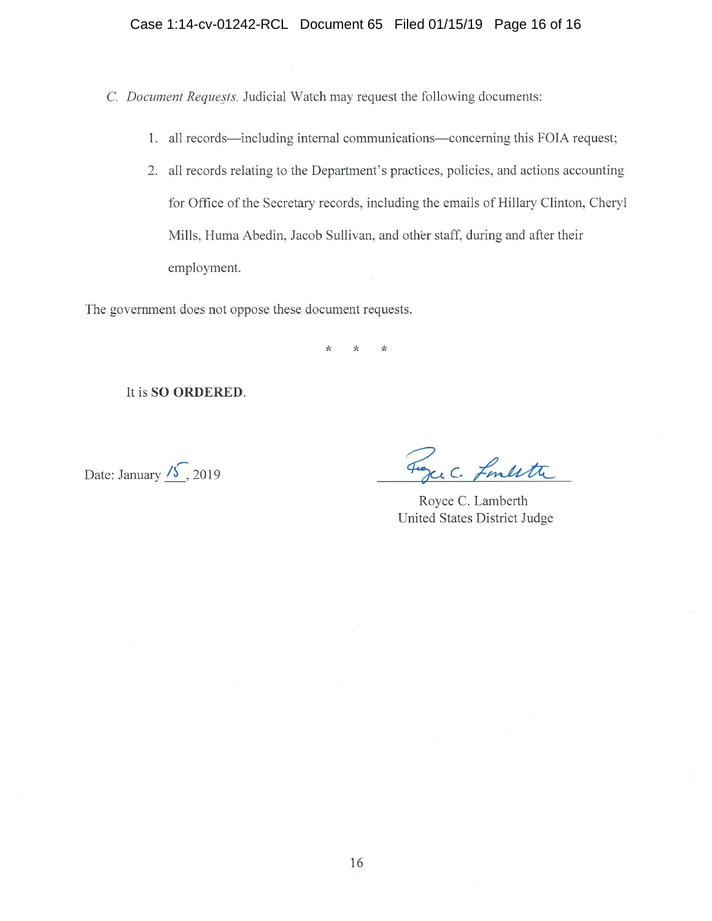*C. Document Requests.* Judicial Watch may request the following documents:

1. all records—including internal communications—concerning this FOIA request;
2. all records relating to the Department's practices, policies, and actions accounting for Office of the Secretary records, including the emails of Hillary Clinton, Cheryl Mills, Huma Abedin, Jacob Sullivan, and other staff, during and after their employment.

The government does not oppose these document requests.

\* \* \*

It is **SO ORDERED**.

Date: January 15, 2019

Royce C. Lamberth
United States District Judge